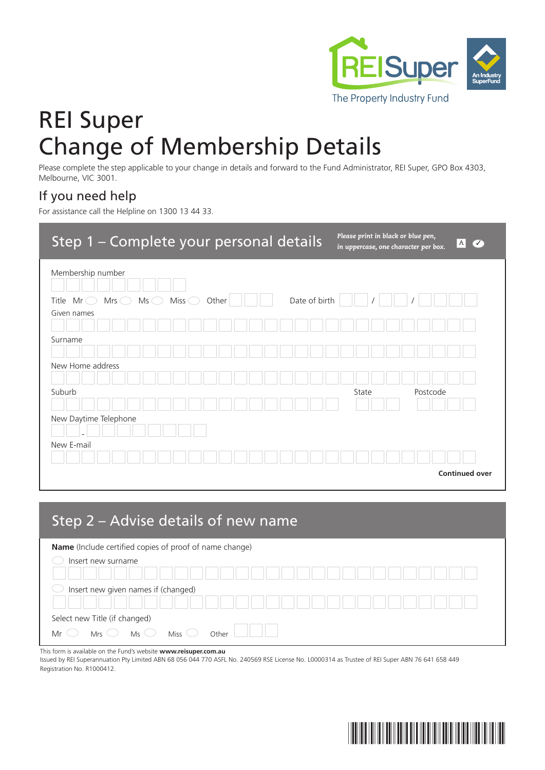REISuper
The Property Industry Fund

An Industry SuperFund

# REI Super
# Change of Membership Details

Please complete the step applicable to your change in details and forward to the Fund Administrator, REI Super, GPO Box 4303, Melbourne, VIC 3001.

## If you need help

For assistance call the Helpline on 1300 13 44 33.

## Step 1 – Complete your personal details

*Please print in black or blue pen, in uppercase, one character per box.* A ✓

Membership number

Title Mr ◯ Mrs ◯ Ms ◯ Miss ◯ Other

Date of birth / /

Given names

Surname

New Home address

Suburb

State

Postcode

New Daytime Telephone -

New E-mail

**Continued over**

## Step 2 – Advise details of new name

**Name** (Include certified copies of proof of name change)

◯ Insert new surname

◯ Insert new given names if (changed)

Select new Title (if changed)

Mr ◯ Mrs ◯ Ms ◯ Miss ◯ Other

This form is available on the Fund's website **www.reisuper.com.au**

Issued by REI Superannuation Pty Limited ABN 68 056 044 770 ASFL No. 240569 RSE License No. L0000314 as Trustee of REI Super ABN 76 641 658 449 Registration No. R1000412.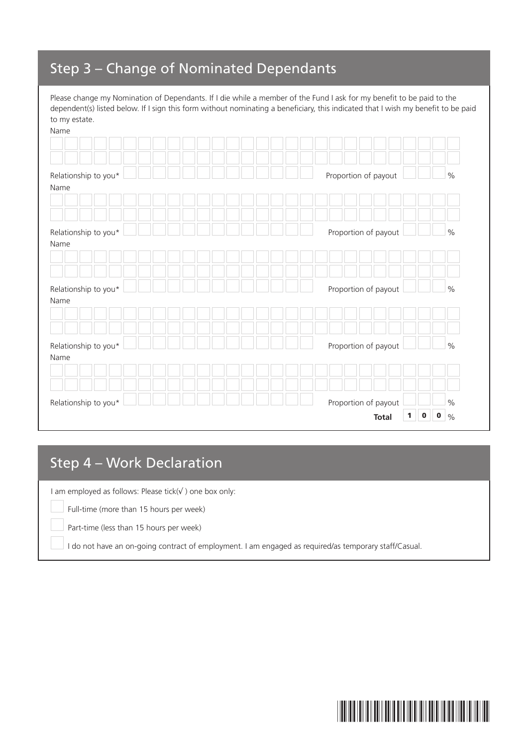## Step 3 – Change of Nominated Dependants

Please change my Nomination of Dependants. If I die while a member of the Fund I ask for my benefit to be paid to the dependent(s) listed below. If I sign this form without nominating a beneficiary, this indicated that I wish my benefit to be paid to my estate.

Name

Relationship to you* Proportion of payout %

Name

Relationship to you* Proportion of payout %

Name

Relationship to you* Proportion of payout %

Name

Relationship to you* Proportion of payout %

Name

Relationship to you* Proportion of payout %

**Total** **1 0 0** %

## Step 4 – Work Declaration

I am employed as follows: Please tick(√ ) one box only:

- ☐ Full-time (more than 15 hours per week)
- ☐ Part-time (less than 15 hours per week)
- ☐ I do not have an on-going contract of employment. I am engaged as required/as temporary staff/Casual.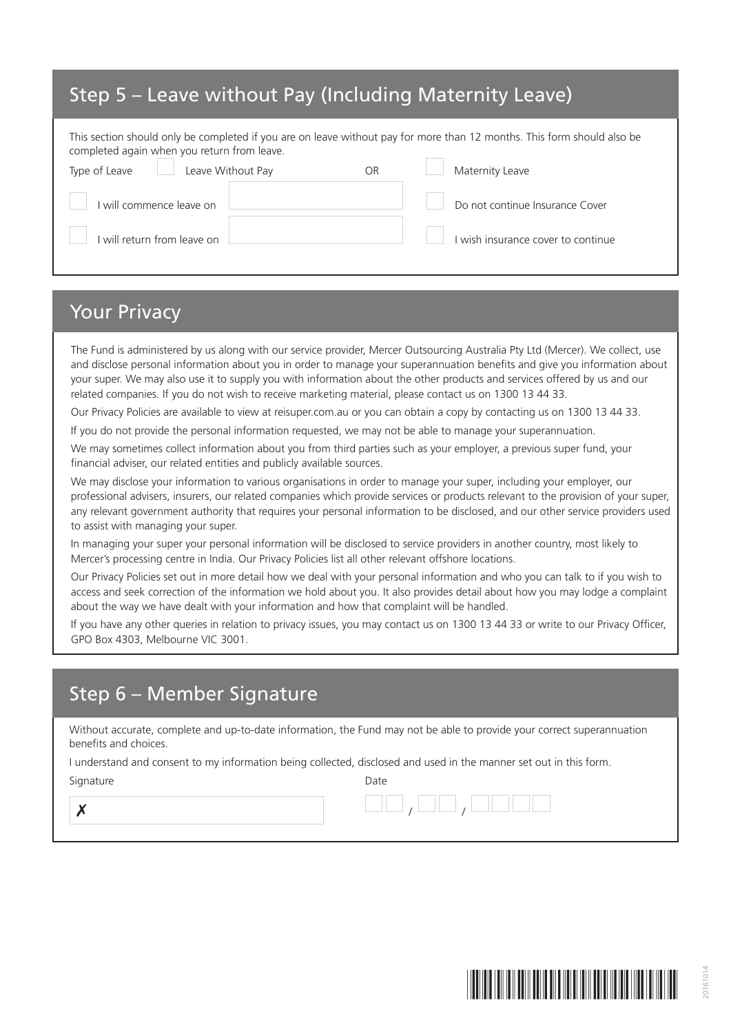## Step 5 – Leave without Pay (Including Maternity Leave)

This section should only be completed if you are on leave without pay for more than 12 months. This form should also be completed again when you return from leave.

Type of Leave ☐ Leave Without Pay OR ☐ Maternity Leave

☐ I will commence leave on ____________ ☐ Do not continue Insurance Cover

☐ I will return from leave on ____________ ☐ I wish insurance cover to continue

## Your Privacy

The Fund is administered by us along with our service provider, Mercer Outsourcing Australia Pty Ltd (Mercer). We collect, use and disclose personal information about you in order to manage your superannuation benefits and give you information about your super. We may also use it to supply you with information about the other products and services offered by us and our related companies. If you do not wish to receive marketing material, please contact us on 1300 13 44 33.

Our Privacy Policies are available to view at reisuper.com.au or you can obtain a copy by contacting us on 1300 13 44 33.

If you do not provide the personal information requested, we may not be able to manage your superannuation.

We may sometimes collect information about you from third parties such as your employer, a previous super fund, your financial adviser, our related entities and publicly available sources.

We may disclose your information to various organisations in order to manage your super, including your employer, our professional advisers, insurers, our related companies which provide services or products relevant to the provision of your super, any relevant government authority that requires your personal information to be disclosed, and our other service providers used to assist with managing your super.

In managing your super your personal information will be disclosed to service providers in another country, most likely to Mercer's processing centre in India. Our Privacy Policies list all other relevant offshore locations.

Our Privacy Policies set out in more detail how we deal with your personal information and who you can talk to if you wish to access and seek correction of the information we hold about you. It also provides detail about how you may lodge a complaint about the way we have dealt with your information and how that complaint will be handled.

If you have any other queries in relation to privacy issues, you may contact us on 1300 13 44 33 or write to our Privacy Officer, GPO Box 4303, Melbourne VIC 3001.

## Step 6 – Member Signature

Without accurate, complete and up-to-date information, the Fund may not be able to provide your correct superannuation benefits and choices.

I understand and consent to my information being collected, disclosed and used in the manner set out in this form.

Signature ✗ ____________

Date ☐☐ / ☐☐ / ☐☐☐☐

20161014